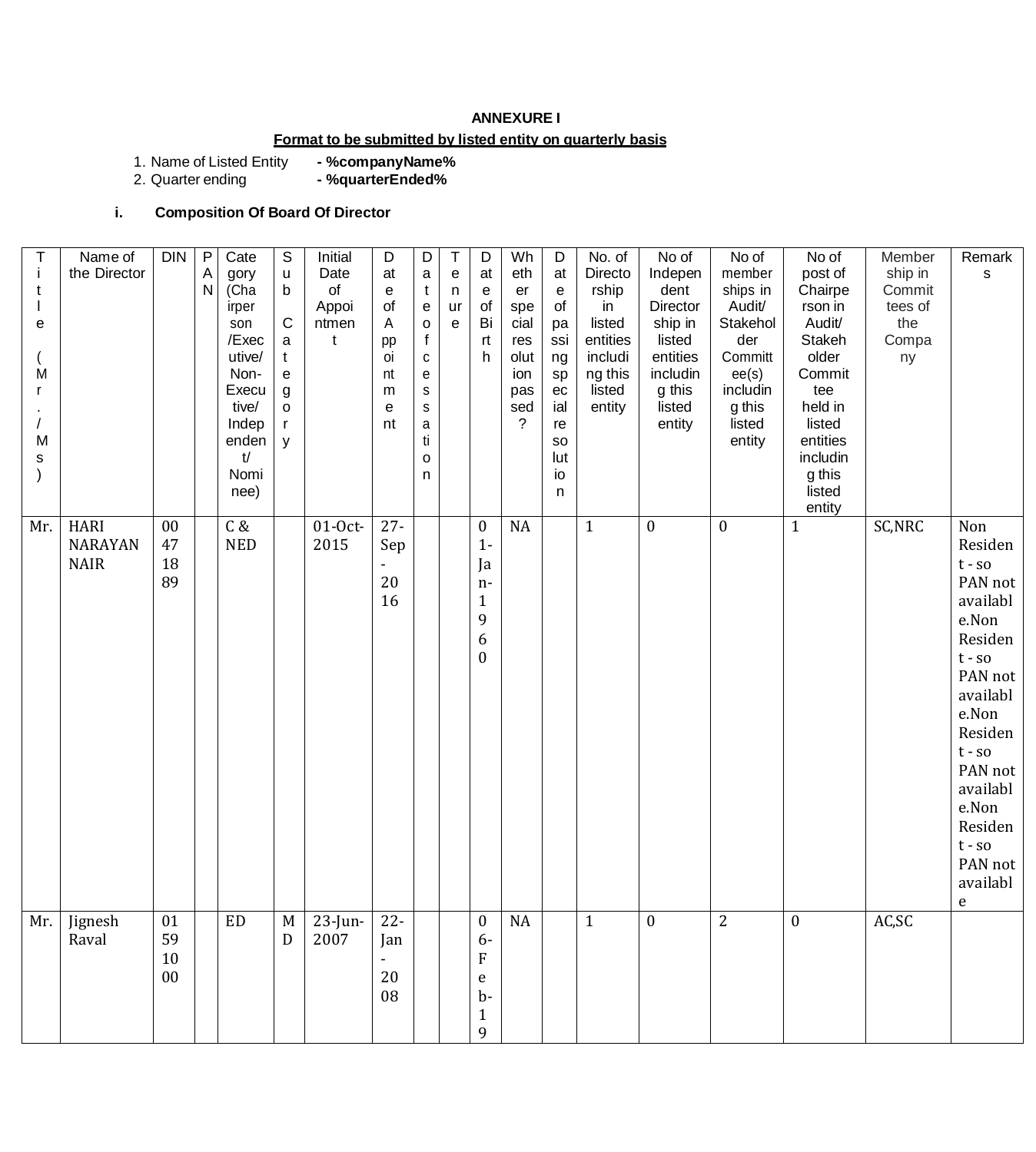**ANNEXURE I**

**Format to be submitted by listed entity on quarterly basis**

1. Name of Listed Entity - **%companyName%**
2. Quarter ending - **%quarterEnded%**

**i. Composition Of Board Of Director**

| Title (Mr./Ms) | Name of the Director | DIN | PAN | Category (Chairperson /Executive/ Non-Executive/ Independent/ Nominee) | Sub Category | Initial Date of Appointment | Date of Appointment | Date of cessation | Tenure | Date of Birth | Whether special resolution passed? | Date of passing special resolution | No. of Directorship in listed entities including this listed entity | No of Independent Directorship in listed entities including this listed entity | No of memberships in Audit/ Stakeholder Committee(s) including this listed entity | No of post of Chairperson in Audit/ Stakeholder Committee held in listed entities including this listed entity | Membership in Committees of the Company | Remarks |
|---|---|---|---|---|---|---|---|---|---|---|---|---|---|---|---|---|---|---|
| Mr. | HARI NARAYAN NAIR | 00471889 | | C & NED | | 01-Oct-2015 | 27-Sep-2016 | | | 01-Jan-1960 | NA | | 1 | 0 | 0 | 1 | SC,NRC | Non Resident - so PAN not available.Non Resident - so PAN not available.Non Resident - so PAN not available.Non Resident - so PAN not available |
| Mr. | Jignesh Raval | 01591000 | | ED | MD | 23-Jun-2007 | 22-Jan-2008 | | | 06-Feb-19 | NA | | 1 | 0 | 2 | 0 | AC,SC | |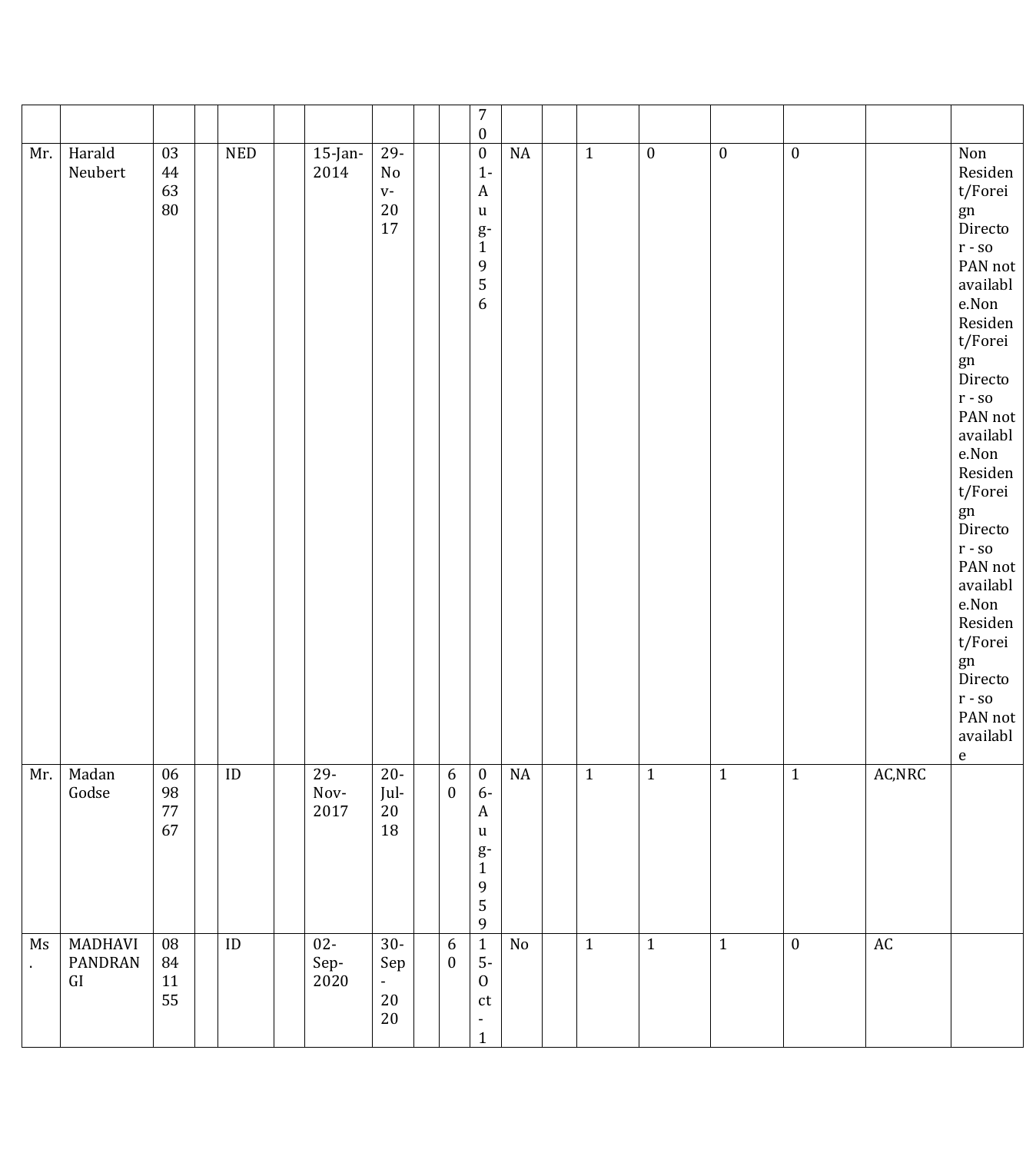| | | | | | | | | | | | | | | | | | | |
|---|---|---|---|---|---|---|---|---|---|---|---|---|---|---|---|---|---|---|
| | | | | | | | | | | 70 | | | | | | | | |
| Mr. | Harald Neubert | 03446380 | | NED | | 15-Jan-2014 | 29-Nov-2017 | | | 01-Aug-1956 | NA | | 1 | 0 | 0 | 0 | | Non Resident/Foreign Director - so PAN not available.Non Resident/Foreign Director - so PAN not available.Non Resident/Foreign Director - so PAN not available.Non Resident/Foreign Director - so PAN not available |
| Mr. | Madan Godse | 06987767 | | ID | | 29-Nov-2017 | 20-Jul-2018 | | 60 | 06-Aug-1959 | NA | | 1 | 1 | 1 | 1 | AC,NRC | |
| Ms. | MADHAVI PANDRANGI | 08841155 | | ID | | 02-Sep-2020 | 30-Sep-2020 | | 60 | 15-Oct-1 | No | | 1 | 1 | 1 | 0 | AC | |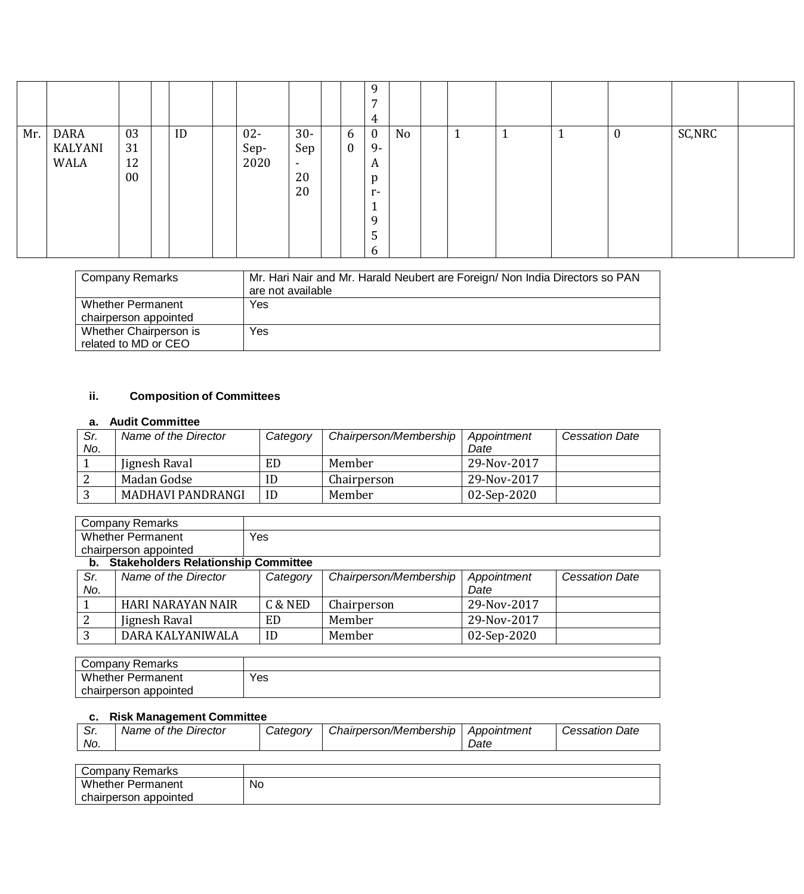| | | | | | | | | | | | | | | | | | | |
|---|---|---|---|---|---|---|---|---|---|---|---|---|---|---|---|---|---|---|
| | | | | | | | | | | 974 | | | | | | | | |
| Mr. | DARA KALYANIWALA | 03311200 | | ID | | 02-Sep-2020 | 30-Sep-2020 | | 60 | 09-Apr-1956 | No | | 1 | 1 | 1 | 0 | SC,NRC | |

| | |
|---|---|
| Company Remarks | Mr. Hari Nair and Mr. Harald Neubert are Foreign/ Non India Directors so PAN are not available |
| Whether Permanent chairperson appointed | Yes |
| Whether Chairperson is related to MD or CEO | Yes |

### ii. Composition of Committees

#### a. Audit Committee

| *Sr. No.* | *Name of the Director* | *Category* | *Chairperson/Membership* | *Appointment Date* | *Cessation Date* |
|---|---|---|---|---|---|
| 1 | Jignesh Raval | ED | Member | 29-Nov-2017 | |
| 2 | Madan Godse | ID | Chairperson | 29-Nov-2017 | |
| 3 | MADHAVI PANDRANGI | ID | Member | 02-Sep-2020 | |

| | |
|---|---|
| Company Remarks | |
| Whether Permanent chairperson appointed | Yes |

#### b. Stakeholders Relationship Committee

| *Sr. No.* | *Name of the Director* | *Category* | *Chairperson/Membership* | *Appointment Date* | *Cessation Date* |
|---|---|---|---|---|---|
| 1 | HARI NARAYAN NAIR | C & NED | Chairperson | 29-Nov-2017 | |
| 2 | Jignesh Raval | ED | Member | 29-Nov-2017 | |
| 3 | DARA KALYANIWALA | ID | Member | 02-Sep-2020 | |

| | |
|---|---|
| Company Remarks | |
| Whether Permanent chairperson appointed | Yes |

#### c. Risk Management Committee

| *Sr. No.* | *Name of the Director* | *Category* | *Chairperson/Membership* | *Appointment Date* | *Cessation Date* |
|---|---|---|---|---|---|

| | |
|---|---|
| Company Remarks | |
| Whether Permanent chairperson appointed | No |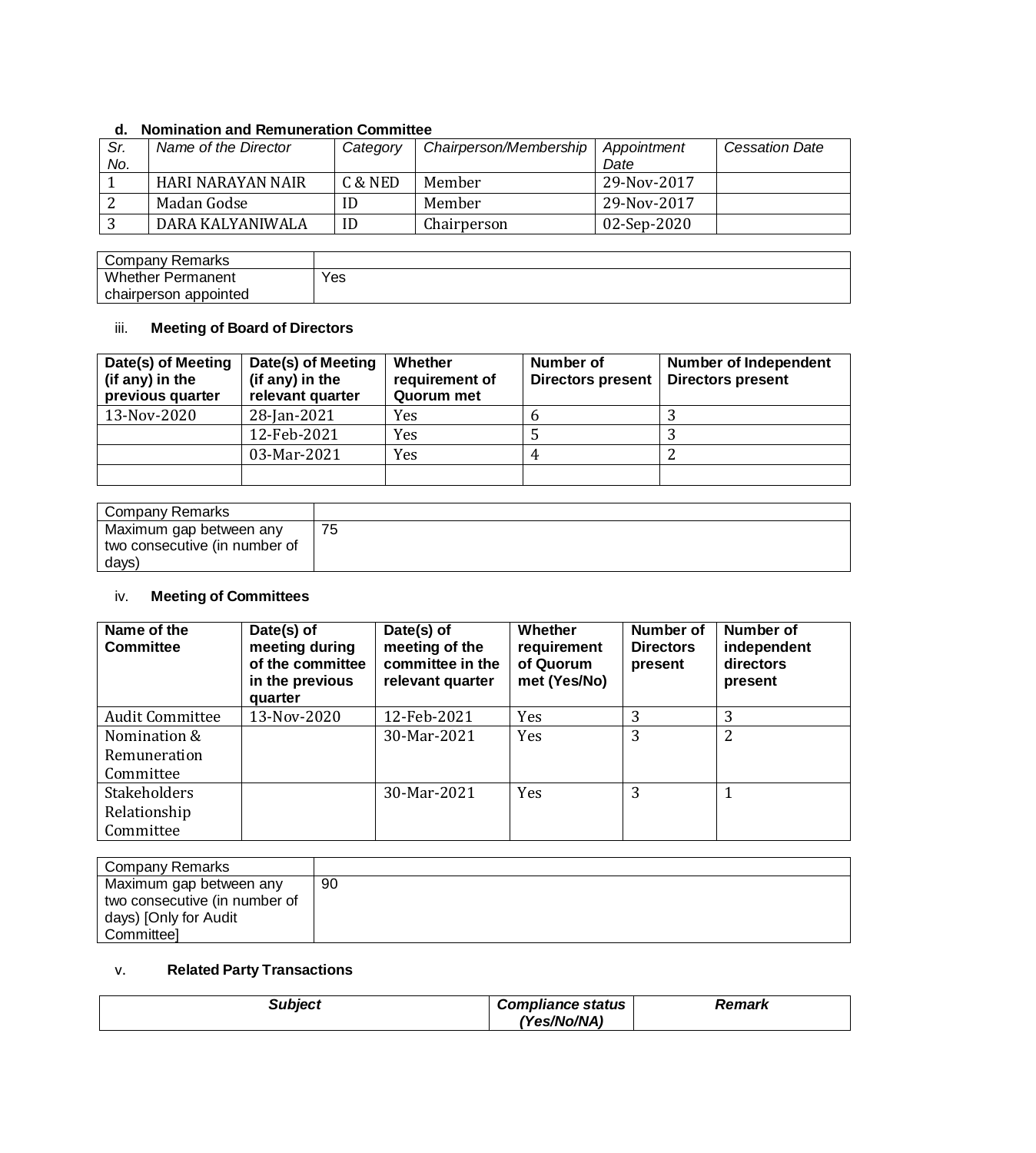### d. Nomination and Remuneration Committee

| Sr. No. | Name of the Director | Category | Chairperson/Membership | Appointment Date | Cessation Date |
|---|---|---|---|---|---|
| 1 | HARI NARAYAN NAIR | C & NED | Member | 29-Nov-2017 | |
| 2 | Madan Godse | ID | Member | 29-Nov-2017 | |
| 3 | DARA KALYANIWALA | ID | Chairperson | 02-Sep-2020 | |

| Company Remarks | |
|---|---|
| Whether Permanent chairperson appointed | Yes |

### iii. Meeting of Board of Directors

| Date(s) of Meeting (if any) in the previous quarter | Date(s) of Meeting (if any) in the relevant quarter | Whether requirement of Quorum met | Number of Directors present | Number of Independent Directors present |
|---|---|---|---|---|
| 13-Nov-2020 | 28-Jan-2021 | Yes | 6 | 3 |
| | 12-Feb-2021 | Yes | 5 | 3 |
| | 03-Mar-2021 | Yes | 4 | 2 |
| | | | | |

| Company Remarks | |
|---|---|
| Maximum gap between any two consecutive (in number of days) | 75 |

### iv. Meeting of Committees

| Name of the Committee | Date(s) of meeting during of the committee in the previous quarter | Date(s) of meeting of the committee in the relevant quarter | Whether requirement of Quorum met (Yes/No) | Number of Directors present | Number of independent directors present |
|---|---|---|---|---|---|
| Audit Committee | 13-Nov-2020 | 12-Feb-2021 | Yes | 3 | 3 |
| Nomination & Remuneration Committee | | 30-Mar-2021 | Yes | 3 | 2 |
| Stakeholders Relationship Committee | | 30-Mar-2021 | Yes | 3 | 1 |

| Company Remarks | |
|---|---|
| Maximum gap between any two consecutive (in number of days) [Only for Audit Committee] | 90 |

### v. Related Party Transactions

| *Subject* | *Compliance status (Yes/No/NA)* | *Remark* |
|---|---|---|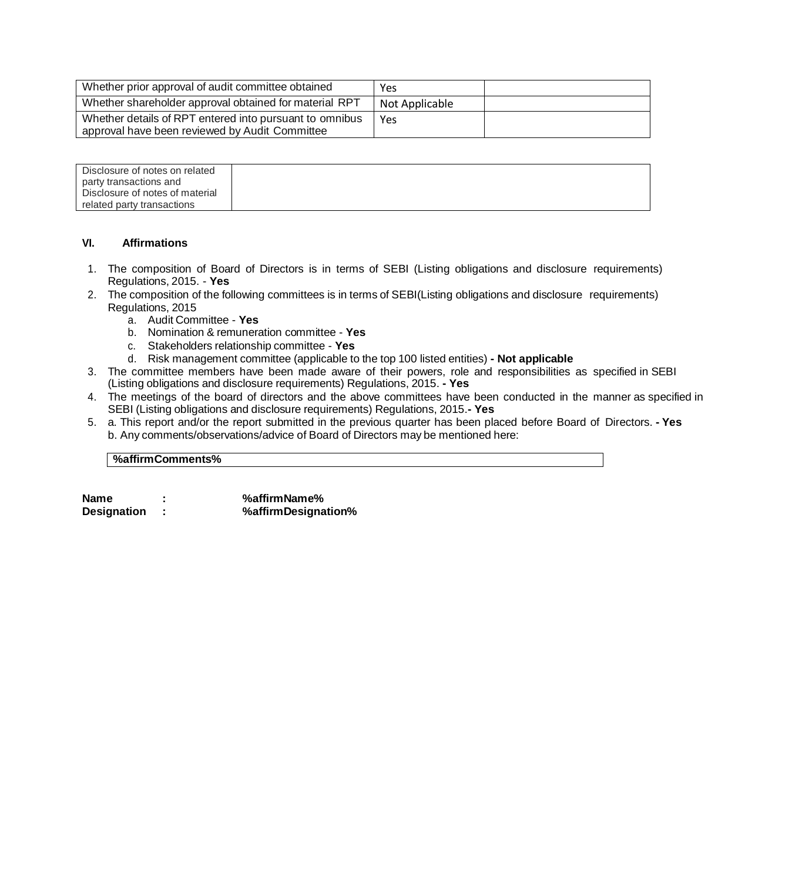| Whether prior approval of audit committee obtained | Yes | |
|---|---|---|
| Whether shareholder approval obtained for material RPT | Not Applicable | |
| Whether details of RPT entered into pursuant to omnibus approval have been reviewed by Audit Committee | Yes | |

| Disclosure of notes on related party transactions and Disclosure of notes of material related party transactions | |
|---|---|

### VI. Affirmations

1. The composition of Board of Directors is in terms of SEBI (Listing obligations and disclosure requirements) Regulations, 2015. - **Yes**
2. The composition of the following committees is in terms of SEBI(Listing obligations and disclosure requirements) Regulations, 2015
   a. Audit Committee - **Yes**
   b. Nomination & remuneration committee - **Yes**
   c. Stakeholders relationship committee - **Yes**
   d. Risk management committee (applicable to the top 100 listed entities) **- Not applicable**
3. The committee members have been made aware of their powers, role and responsibilities as specified in SEBI (Listing obligations and disclosure requirements) Regulations, 2015. **- Yes**
4. The meetings of the board of directors and the above committees have been conducted in the manner as specified in SEBI (Listing obligations and disclosure requirements) Regulations, 2015.**- Yes**
5. a. This report and/or the report submitted in the previous quarter has been placed before Board of Directors. **- Yes**
   b. Any comments/observations/advice of Board of Directors may be mentioned here:

| **%affirmComments%** |
|---|

**Name** : **%affirmName%**
**Designation** : **%affirmDesignation%**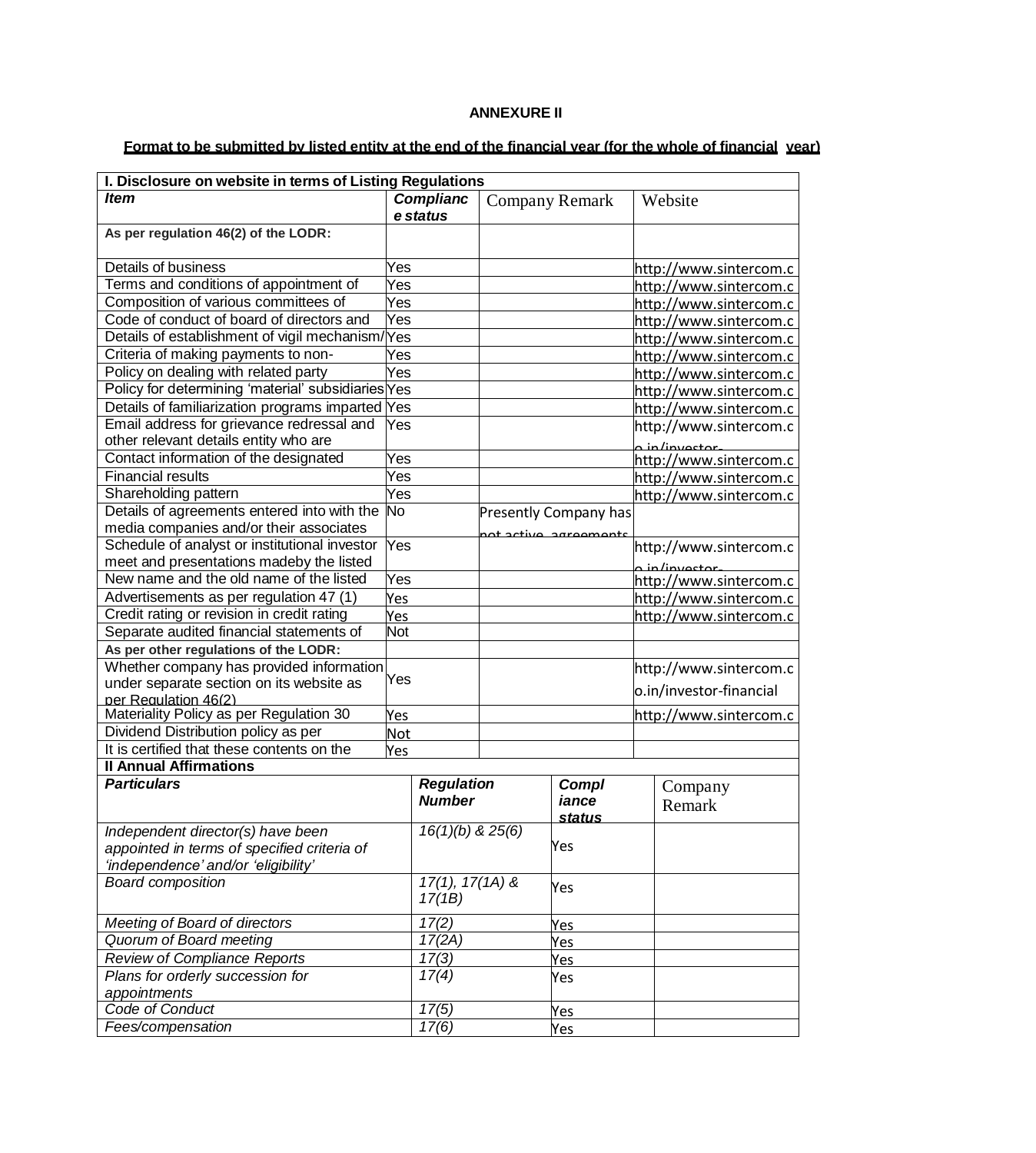**ANNEXURE II**

**Format to be submitted by listed entity at the end of the financial year (for the whole of financial year)**

| **I. Disclosure on website in terms of Listing Regulations** | | | |
|---|---|---|---|
| ***Item*** | ***Compliance status*** | Company Remark | Website |
| **As per regulation 46(2) of the LODR:** | | | |
| Details of business | Yes | | http://www.sintercom.c |
| Terms and conditions of appointment of | Yes | | http://www.sintercom.c |
| Composition of various committees of | Yes | | http://www.sintercom.c |
| Code of conduct of board of directors and | Yes | | http://www.sintercom.c |
| Details of establishment of vigil mechanism/ | Yes | | http://www.sintercom.c |
| Criteria of making payments to non- | Yes | | http://www.sintercom.c |
| Policy on dealing with related party | Yes | | http://www.sintercom.c |
| Policy for determining 'material' subsidiaries | Yes | | http://www.sintercom.c |
| Details of familiarization programs imparted | Yes | | http://www.sintercom.c |
| Email address for grievance redressal and other relevant details entity who are | Yes | | http://www.sintercom.co.in/investor- |
| Contact information of the designated | Yes | | http://www.sintercom.c |
| Financial results | Yes | | http://www.sintercom.c |
| Shareholding pattern | Yes | | http://www.sintercom.c |
| Details of agreements entered into with the media companies and/or their associates | No | Presently Company has not active agreements | |
| Schedule of analyst or institutional investor meet and presentations madeby the listed | Yes | | http://www.sintercom.co.in/investor- |
| New name and the old name of the listed | Yes | | http://www.sintercom.c |
| Advertisements as per regulation 47 (1) | Yes | | http://www.sintercom.c |
| Credit rating or revision in credit rating | Yes | | http://www.sintercom.c |
| Separate audited financial statements of | Not | | |
| **As per other regulations of the LODR:** | | | |
| Whether company has provided information under separate section on its website as per Regulation 46(2) | Yes | | http://www.sintercom.co.in/investor-financial |
| Materiality Policy as per Regulation 30 | Yes | | http://www.sintercom.c |
| Dividend Distribution policy as per | Not | | |
| It is certified that these contents on the | Yes | | |

| **II Annual Affirmations** | | | |
|---|---|---|---|
| ***Particulars*** | ***Regulation Number*** | ***Compliance status*** | Company Remark |
| *Independent director(s) have been appointed in terms of specified criteria of 'independence' and/or 'eligibility'* | *16(1)(b) & 25(6)* | Yes | |
| *Board composition* | *17(1), 17(1A) & 17(1B)* | Yes | |
| *Meeting of Board of directors* | *17(2)* | Yes | |
| *Quorum of Board meeting* | *17(2A)* | Yes | |
| *Review of Compliance Reports* | *17(3)* | Yes | |
| *Plans for orderly succession for appointments* | *17(4)* | Yes | |
| *Code of Conduct* | *17(5)* | Yes | |
| *Fees/compensation* | *17(6)* | Yes | |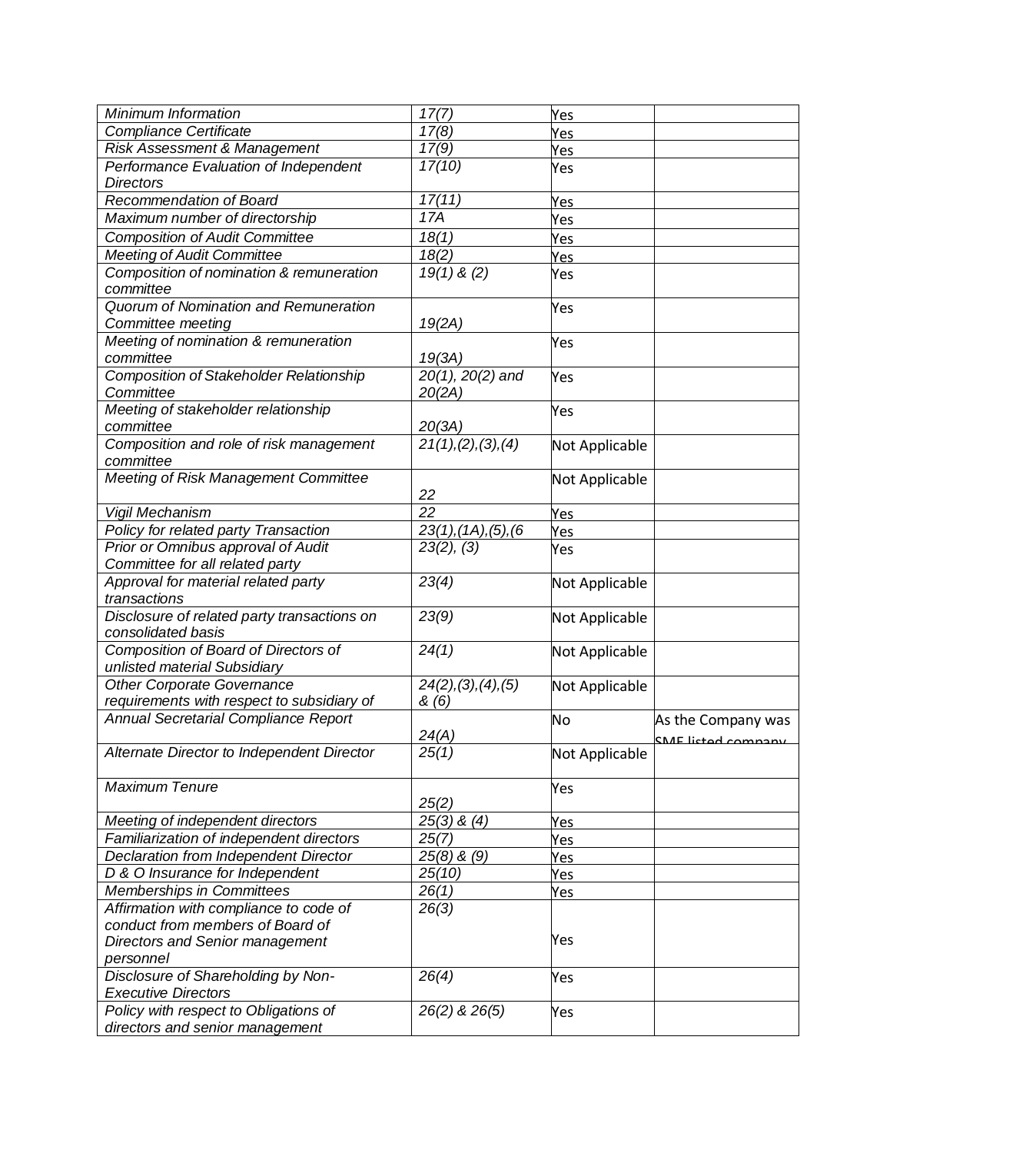| Minimum Information | 17(7) | Yes | |
|---|---|---|---|
| Compliance Certificate | 17(8) | Yes | |
| Risk Assessment & Management | 17(9) | Yes | |
| Performance Evaluation of Independent Directors | 17(10) | Yes | |
| Recommendation of Board | 17(11) | Yes | |
| Maximum number of directorship | 17A | Yes | |
| Composition of Audit Committee | 18(1) | Yes | |
| Meeting of Audit Committee | 18(2) | Yes | |
| Composition of nomination & remuneration committee | 19(1) & (2) | Yes | |
| Quorum of Nomination and Remuneration Committee meeting | 19(2A) | Yes | |
| Meeting of nomination & remuneration committee | 19(3A) | Yes | |
| Composition of Stakeholder Relationship Committee | 20(1), 20(2) and 20(2A) | Yes | |
| Meeting of stakeholder relationship committee | 20(3A) | Yes | |
| Composition and role of risk management committee | 21(1),(2),(3),(4) | Not Applicable | |
| Meeting of Risk Management Committee | 22 | Not Applicable | |
| Vigil Mechanism | 22 | Yes | |
| Policy for related party Transaction | 23(1),(1A),(5),(6 | Yes | |
| Prior or Omnibus approval of Audit Committee for all related party | 23(2), (3) | Yes | |
| Approval for material related party transactions | 23(4) | Not Applicable | |
| Disclosure of related party transactions on consolidated basis | 23(9) | Not Applicable | |
| Composition of Board of Directors of unlisted material Subsidiary | 24(1) | Not Applicable | |
| Other Corporate Governance requirements with respect to subsidiary of | 24(2),(3),(4),(5) & (6) | Not Applicable | |
| Annual Secretarial Compliance Report | 24(A) | No | As the Company was SME listed company |
| Alternate Director to Independent Director | 25(1) | Not Applicable | |
| Maximum Tenure | 25(2) | Yes | |
| Meeting of independent directors | 25(3) & (4) | Yes | |
| Familiarization of independent directors | 25(7) | Yes | |
| Declaration from Independent Director | 25(8) & (9) | Yes | |
| D & O Insurance for Independent | 25(10) | Yes | |
| Memberships in Committees | 26(1) | Yes | |
| Affirmation with compliance to code of conduct from members of Board of Directors and Senior management personnel | 26(3) | Yes | |
| Disclosure of Shareholding by Non-Executive Directors | 26(4) | Yes | |
| Policy with respect to Obligations of directors and senior management | 26(2) & 26(5) | Yes | |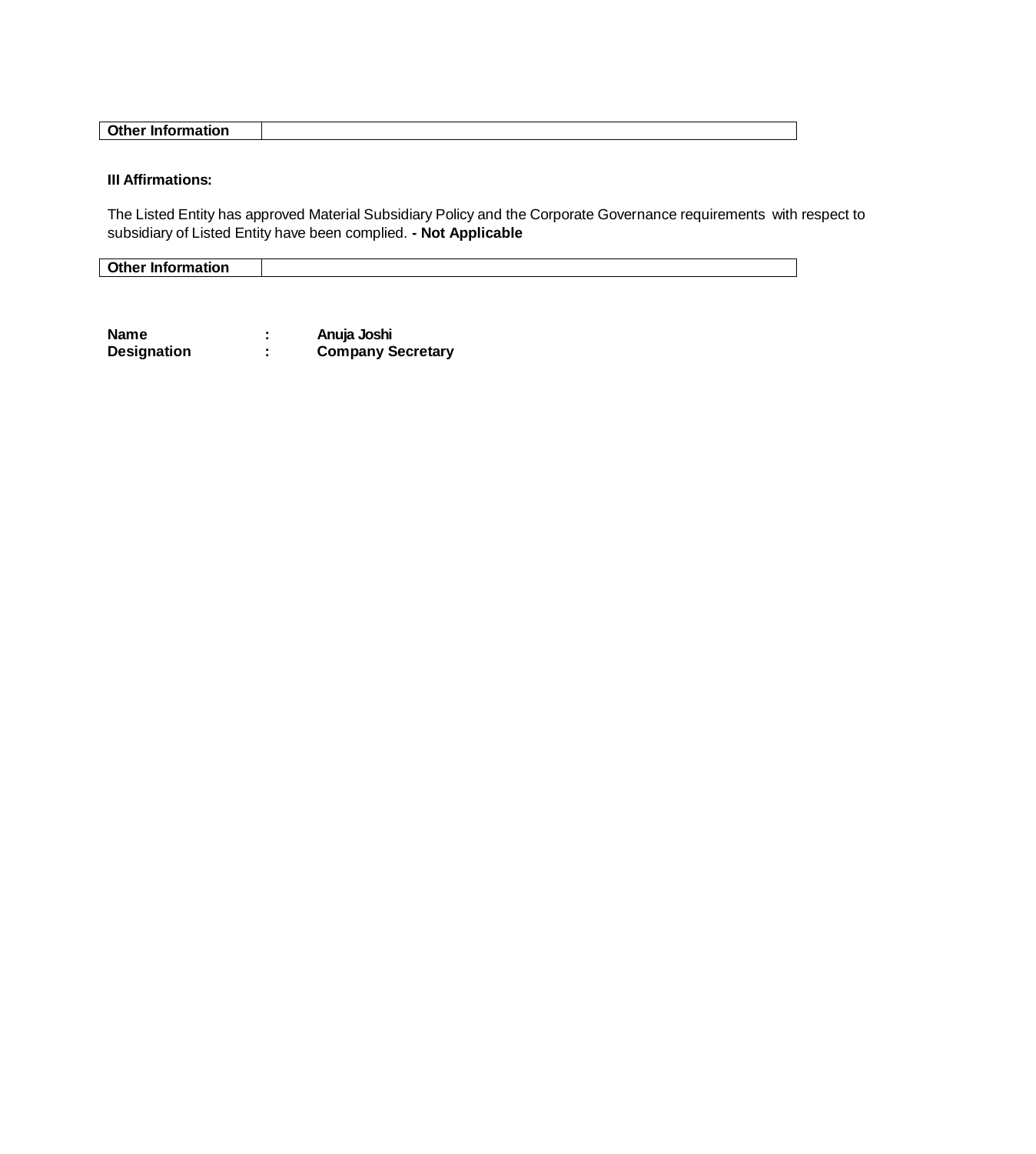| | |
|---|---|
| **Other Information** | |

**III Affirmations:**

The Listed Entity has approved Material Subsidiary Policy and the Corporate Governance requirements with respect to subsidiary of Listed Entity have been complied. **- Not Applicable**

| | |
|---|---|
| **Other Information** | |

| | | |
|---|---|---|
| **Name** | **:** | **Anuja Joshi** |
| **Designation** | **:** | **Company Secretary** |